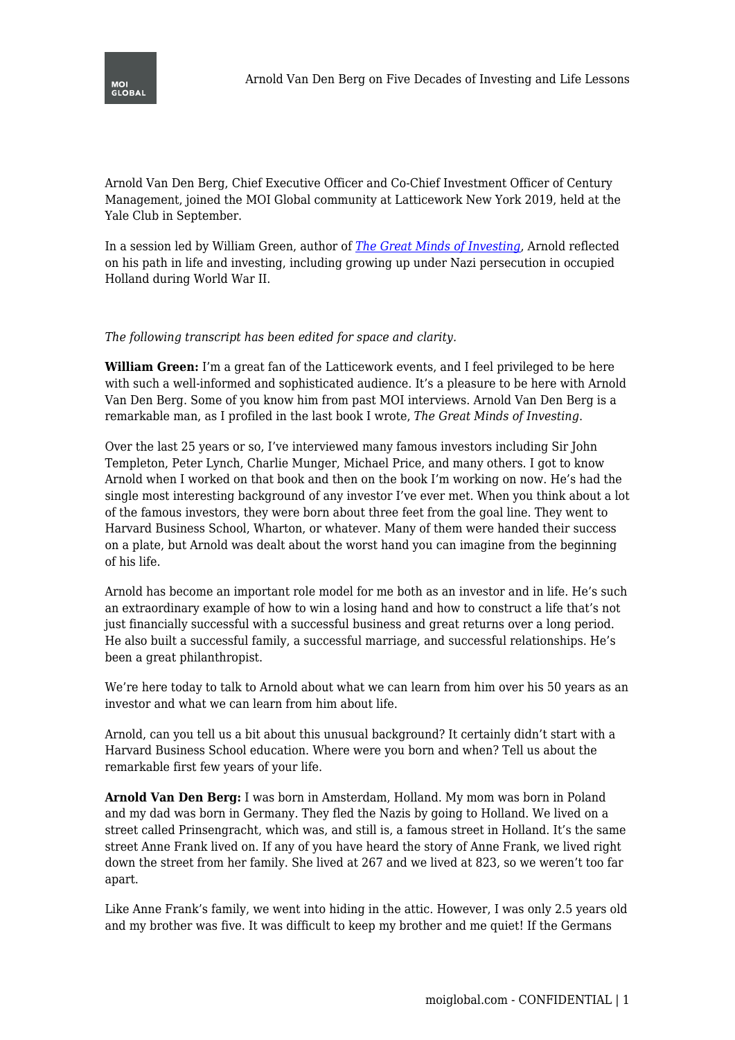Arnold Van Den Berg, Chief Executive Officer and Co-Chief Investment Officer of Century Management, joined the MOI Global community at Latticework New York 2019, held at the Yale Club in September.

In a session led by William Green, author of *[The Great Minds of Investing](#)*, Arnold reflected on his path in life and investing, including growing up under Nazi persecution in occupied Holland during World War II.

*The following transcript has been edited for space and clarity.*

**William Green:** I'm a great fan of the Latticework events, and I feel privileged to be here with such a well-informed and sophisticated audience. It's a pleasure to be here with Arnold Van Den Berg. Some of you know him from past MOI interviews. Arnold Van Den Berg is a remarkable man, as I profiled in the last book I wrote, *The Great Minds of Investing*.

Over the last 25 years or so, I've interviewed many famous investors including Sir John Templeton, Peter Lynch, Charlie Munger, Michael Price, and many others. I got to know Arnold when I worked on that book and then on the book I'm working on now. He's had the single most interesting background of any investor I've ever met. When you think about a lot of the famous investors, they were born about three feet from the goal line. They went to Harvard Business School, Wharton, or whatever. Many of them were handed their success on a plate, but Arnold was dealt about the worst hand you can imagine from the beginning of his life.

Arnold has become an important role model for me both as an investor and in life. He's such an extraordinary example of how to win a losing hand and how to construct a life that's not just financially successful with a successful business and great returns over a long period. He also built a successful family, a successful marriage, and successful relationships. He's been a great philanthropist.

We're here today to talk to Arnold about what we can learn from him over his 50 years as an investor and what we can learn from him about life.

Arnold, can you tell us a bit about this unusual background? It certainly didn't start with a Harvard Business School education. Where were you born and when? Tell us about the remarkable first few years of your life.

**Arnold Van Den Berg:** I was born in Amsterdam, Holland. My mom was born in Poland and my dad was born in Germany. They fled the Nazis by going to Holland. We lived on a street called Prinsengracht, which was, and still is, a famous street in Holland. It's the same street Anne Frank lived on. If any of you have heard the story of Anne Frank, we lived right down the street from her family. She lived at 267 and we lived at 823, so we weren't too far apart.

Like Anne Frank's family, we went into hiding in the attic. However, I was only 2.5 years old and my brother was five. It was difficult to keep my brother and me quiet! If the Germans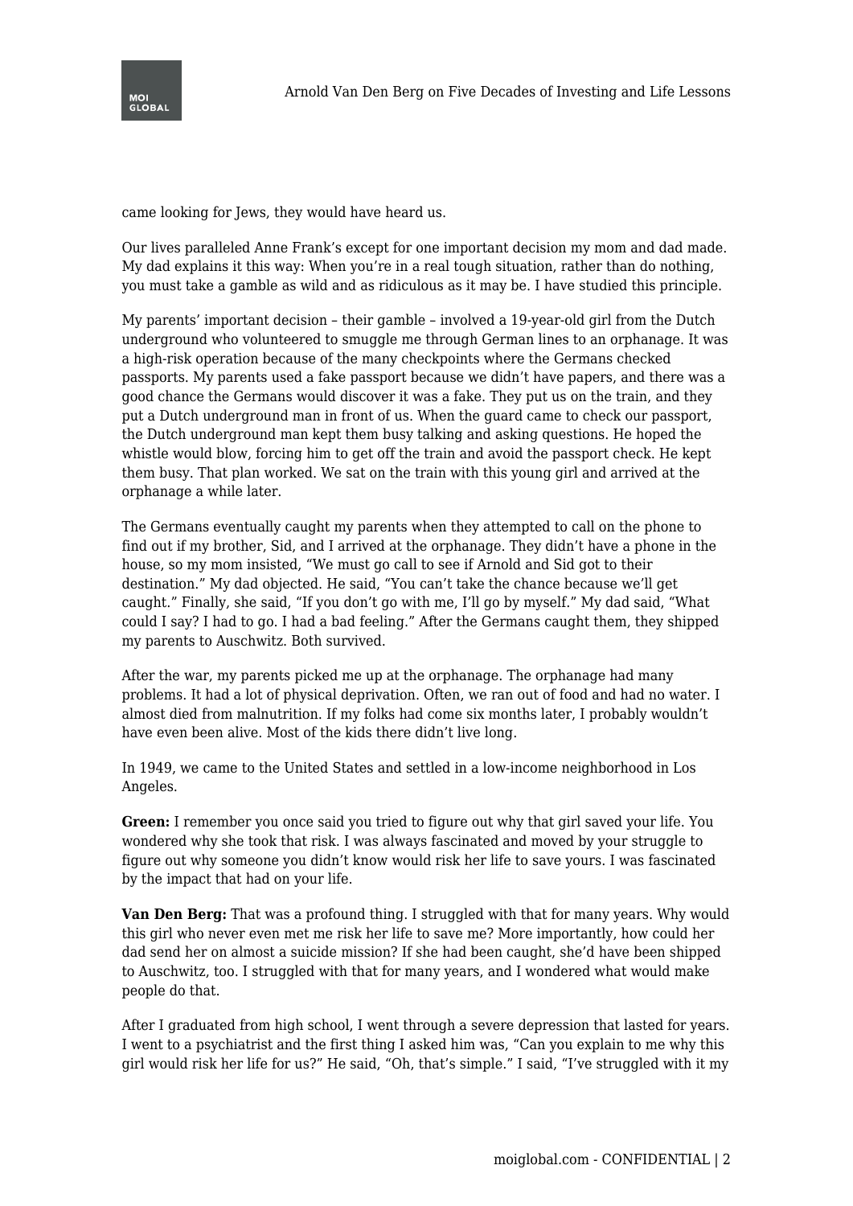came looking for Jews, they would have heard us.

Our lives paralleled Anne Frank's except for one important decision my mom and dad made. My dad explains it this way: When you're in a real tough situation, rather than do nothing, you must take a gamble as wild and as ridiculous as it may be. I have studied this principle.

My parents' important decision – their gamble – involved a 19-year-old girl from the Dutch underground who volunteered to smuggle me through German lines to an orphanage. It was a high-risk operation because of the many checkpoints where the Germans checked passports. My parents used a fake passport because we didn't have papers, and there was a good chance the Germans would discover it was a fake. They put us on the train, and they put a Dutch underground man in front of us. When the guard came to check our passport, the Dutch underground man kept them busy talking and asking questions. He hoped the whistle would blow, forcing him to get off the train and avoid the passport check. He kept them busy. That plan worked. We sat on the train with this young girl and arrived at the orphanage a while later.

The Germans eventually caught my parents when they attempted to call on the phone to find out if my brother, Sid, and I arrived at the orphanage. They didn't have a phone in the house, so my mom insisted, "We must go call to see if Arnold and Sid got to their destination." My dad objected. He said, "You can't take the chance because we'll get caught." Finally, she said, "If you don't go with me, I'll go by myself." My dad said, "What could I say? I had to go. I had a bad feeling." After the Germans caught them, they shipped my parents to Auschwitz. Both survived.

After the war, my parents picked me up at the orphanage. The orphanage had many problems. It had a lot of physical deprivation. Often, we ran out of food and had no water. I almost died from malnutrition. If my folks had come six months later, I probably wouldn't have even been alive. Most of the kids there didn't live long.

In 1949, we came to the United States and settled in a low-income neighborhood in Los Angeles.

**Green:** I remember you once said you tried to figure out why that girl saved your life. You wondered why she took that risk. I was always fascinated and moved by your struggle to figure out why someone you didn't know would risk her life to save yours. I was fascinated by the impact that had on your life.

**Van Den Berg:** That was a profound thing. I struggled with that for many years. Why would this girl who never even met me risk her life to save me? More importantly, how could her dad send her on almost a suicide mission? If she had been caught, she'd have been shipped to Auschwitz, too. I struggled with that for many years, and I wondered what would make people do that.

After I graduated from high school, I went through a severe depression that lasted for years. I went to a psychiatrist and the first thing I asked him was, "Can you explain to me why this girl would risk her life for us?" He said, "Oh, that's simple." I said, "I've struggled with it my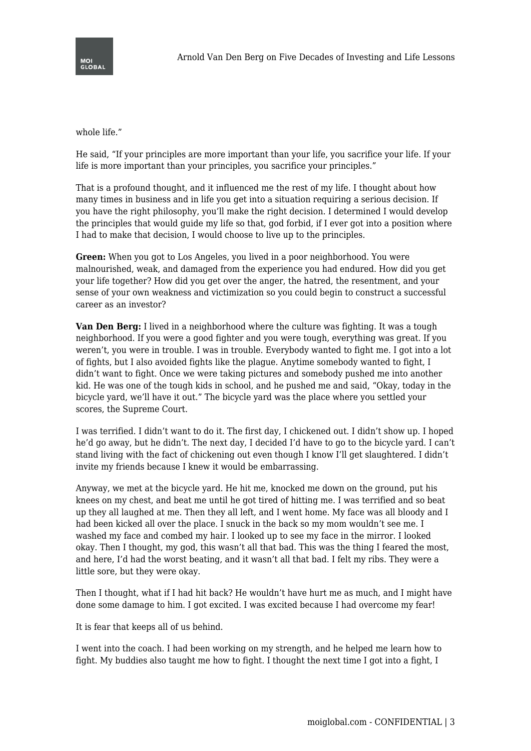whole life."

He said, "If your principles are more important than your life, you sacrifice your life. If your life is more important than your principles, you sacrifice your principles."

That is a profound thought, and it influenced me the rest of my life. I thought about how many times in business and in life you get into a situation requiring a serious decision. If you have the right philosophy, you'll make the right decision. I determined I would develop the principles that would guide my life so that, god forbid, if I ever got into a position where I had to make that decision, I would choose to live up to the principles.

**Green:** When you got to Los Angeles, you lived in a poor neighborhood. You were malnourished, weak, and damaged from the experience you had endured. How did you get your life together? How did you get over the anger, the hatred, the resentment, and your sense of your own weakness and victimization so you could begin to construct a successful career as an investor?

**Van Den Berg:** I lived in a neighborhood where the culture was fighting. It was a tough neighborhood. If you were a good fighter and you were tough, everything was great. If you weren't, you were in trouble. I was in trouble. Everybody wanted to fight me. I got into a lot of fights, but I also avoided fights like the plague. Anytime somebody wanted to fight, I didn't want to fight. Once we were taking pictures and somebody pushed me into another kid. He was one of the tough kids in school, and he pushed me and said, "Okay, today in the bicycle yard, we'll have it out." The bicycle yard was the place where you settled your scores, the Supreme Court.

I was terrified. I didn't want to do it. The first day, I chickened out. I didn't show up. I hoped he'd go away, but he didn't. The next day, I decided I'd have to go to the bicycle yard. I can't stand living with the fact of chickening out even though I know I'll get slaughtered. I didn't invite my friends because I knew it would be embarrassing.

Anyway, we met at the bicycle yard. He hit me, knocked me down on the ground, put his knees on my chest, and beat me until he got tired of hitting me. I was terrified and so beat up they all laughed at me. Then they all left, and I went home. My face was all bloody and I had been kicked all over the place. I snuck in the back so my mom wouldn't see me. I washed my face and combed my hair. I looked up to see my face in the mirror. I looked okay. Then I thought, my god, this wasn't all that bad. This was the thing I feared the most, and here, I'd had the worst beating, and it wasn't all that bad. I felt my ribs. They were a little sore, but they were okay.

Then I thought, what if I had hit back? He wouldn't have hurt me as much, and I might have done some damage to him. I got excited. I was excited because I had overcome my fear!

It is fear that keeps all of us behind.

I went into the coach. I had been working on my strength, and he helped me learn how to fight. My buddies also taught me how to fight. I thought the next time I got into a fight, I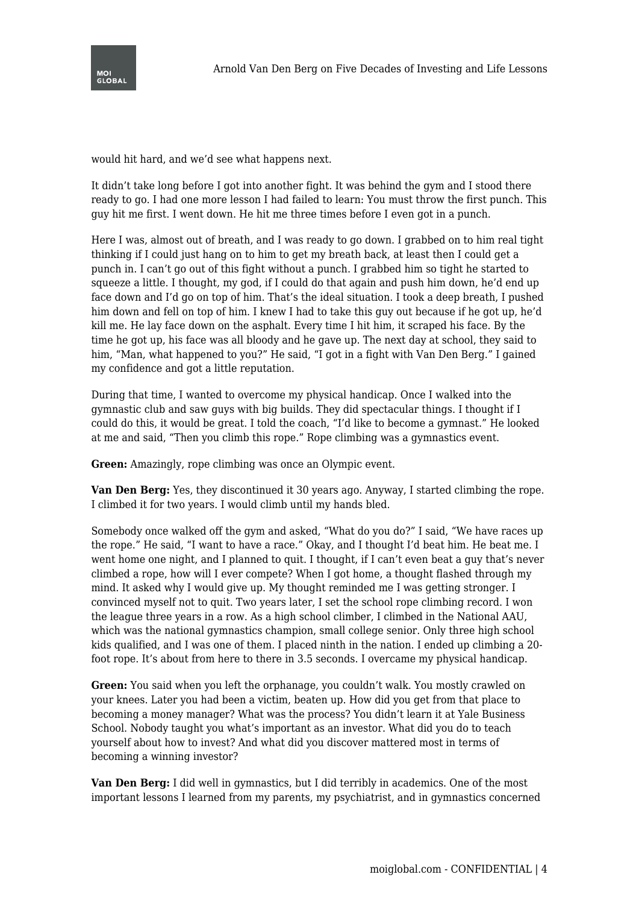would hit hard, and we'd see what happens next.

It didn't take long before I got into another fight. It was behind the gym and I stood there ready to go. I had one more lesson I had failed to learn: You must throw the first punch. This guy hit me first. I went down. He hit me three times before I even got in a punch.

Here I was, almost out of breath, and I was ready to go down. I grabbed on to him real tight thinking if I could just hang on to him to get my breath back, at least then I could get a punch in. I can't go out of this fight without a punch. I grabbed him so tight he started to squeeze a little. I thought, my god, if I could do that again and push him down, he'd end up face down and I'd go on top of him. That's the ideal situation. I took a deep breath, I pushed him down and fell on top of him. I knew I had to take this guy out because if he got up, he'd kill me. He lay face down on the asphalt. Every time I hit him, it scraped his face. By the time he got up, his face was all bloody and he gave up. The next day at school, they said to him, "Man, what happened to you?" He said, "I got in a fight with Van Den Berg." I gained my confidence and got a little reputation.

During that time, I wanted to overcome my physical handicap. Once I walked into the gymnastic club and saw guys with big builds. They did spectacular things. I thought if I could do this, it would be great. I told the coach, "I'd like to become a gymnast." He looked at me and said, "Then you climb this rope." Rope climbing was a gymnastics event.

**Green:** Amazingly, rope climbing was once an Olympic event.

**Van Den Berg:** Yes, they discontinued it 30 years ago. Anyway, I started climbing the rope. I climbed it for two years. I would climb until my hands bled.

Somebody once walked off the gym and asked, "What do you do?" I said, "We have races up the rope." He said, "I want to have a race." Okay, and I thought I'd beat him. He beat me. I went home one night, and I planned to quit. I thought, if I can't even beat a guy that's never climbed a rope, how will I ever compete? When I got home, a thought flashed through my mind. It asked why I would give up. My thought reminded me I was getting stronger. I convinced myself not to quit. Two years later, I set the school rope climbing record. I won the league three years in a row. As a high school climber, I climbed in the National AAU, which was the national gymnastics champion, small college senior. Only three high school kids qualified, and I was one of them. I placed ninth in the nation. I ended up climbing a 20-foot rope. It's about from here to there in 3.5 seconds. I overcame my physical handicap.

**Green:** You said when you left the orphanage, you couldn't walk. You mostly crawled on your knees. Later you had been a victim, beaten up. How did you get from that place to becoming a money manager? What was the process? You didn't learn it at Yale Business School. Nobody taught you what's important as an investor. What did you do to teach yourself about how to invest? And what did you discover mattered most in terms of becoming a winning investor?

**Van Den Berg:** I did well in gymnastics, but I did terribly in academics. One of the most important lessons I learned from my parents, my psychiatrist, and in gymnastics concerned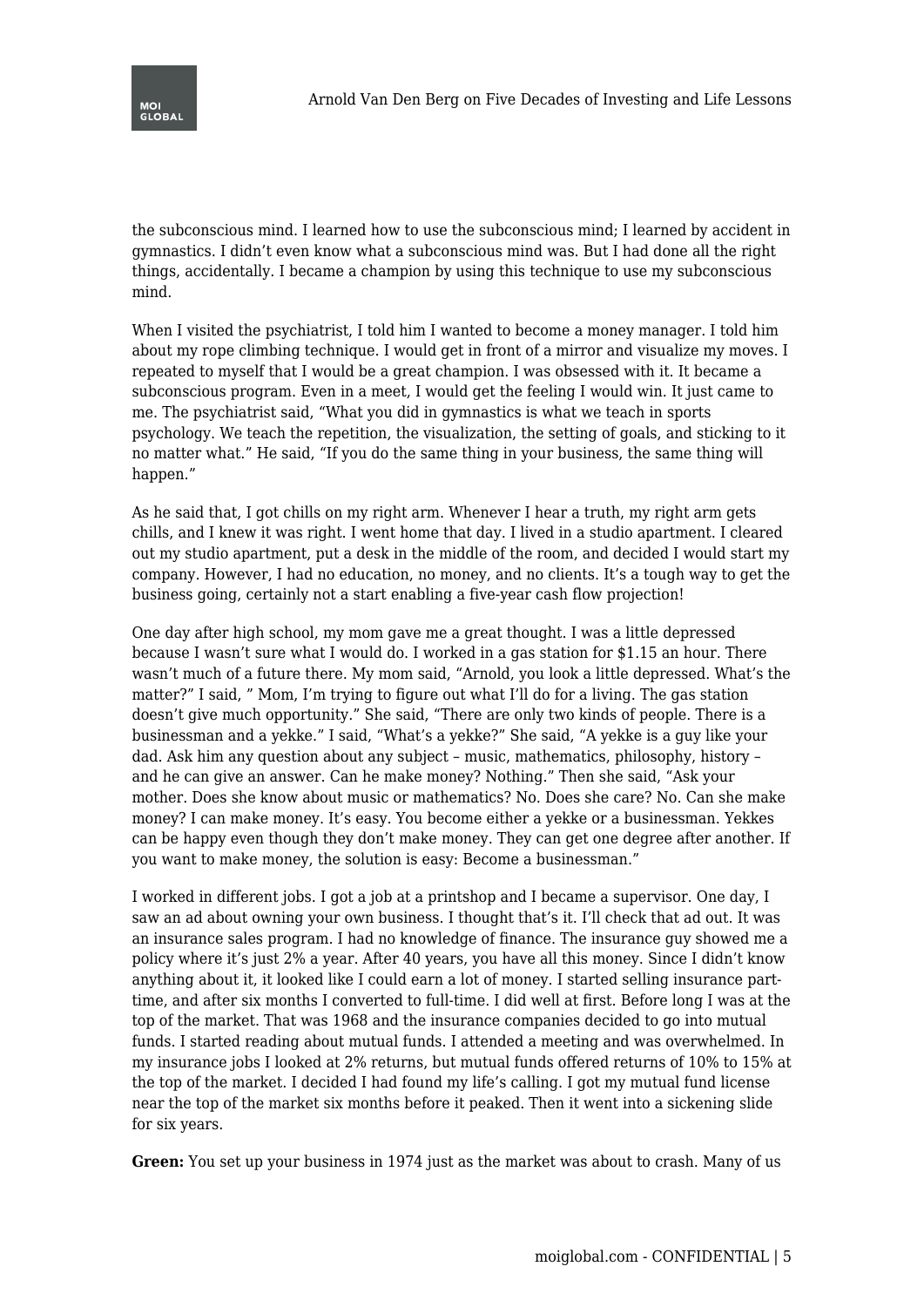the subconscious mind. I learned how to use the subconscious mind; I learned by accident in gymnastics. I didn't even know what a subconscious mind was. But I had done all the right things, accidentally. I became a champion by using this technique to use my subconscious mind.

When I visited the psychiatrist, I told him I wanted to become a money manager. I told him about my rope climbing technique. I would get in front of a mirror and visualize my moves. I repeated to myself that I would be a great champion. I was obsessed with it. It became a subconscious program. Even in a meet, I would get the feeling I would win. It just came to me. The psychiatrist said, "What you did in gymnastics is what we teach in sports psychology. We teach the repetition, the visualization, the setting of goals, and sticking to it no matter what." He said, "If you do the same thing in your business, the same thing will happen."

As he said that, I got chills on my right arm. Whenever I hear a truth, my right arm gets chills, and I knew it was right. I went home that day. I lived in a studio apartment. I cleared out my studio apartment, put a desk in the middle of the room, and decided I would start my company. However, I had no education, no money, and no clients. It's a tough way to get the business going, certainly not a start enabling a five-year cash flow projection!

One day after high school, my mom gave me a great thought. I was a little depressed because I wasn't sure what I would do. I worked in a gas station for $1.15 an hour. There wasn't much of a future there. My mom said, "Arnold, you look a little depressed. What's the matter?" I said, " Mom, I'm trying to figure out what I'll do for a living. The gas station doesn't give much opportunity." She said, "There are only two kinds of people. There is a businessman and a yekke." I said, "What's a yekke?" She said, "A yekke is a guy like your dad. Ask him any question about any subject – music, mathematics, philosophy, history – and he can give an answer. Can he make money? Nothing." Then she said, "Ask your mother. Does she know about music or mathematics? No. Does she care? No. Can she make money? I can make money. It's easy. You become either a yekke or a businessman. Yekkes can be happy even though they don't make money. They can get one degree after another. If you want to make money, the solution is easy: Become a businessman."

I worked in different jobs. I got a job at a printshop and I became a supervisor. One day, I saw an ad about owning your own business. I thought that's it. I'll check that ad out. It was an insurance sales program. I had no knowledge of finance. The insurance guy showed me a policy where it's just 2% a year. After 40 years, you have all this money. Since I didn't know anything about it, it looked like I could earn a lot of money. I started selling insurance part-time, and after six months I converted to full-time. I did well at first. Before long I was at the top of the market. That was 1968 and the insurance companies decided to go into mutual funds. I started reading about mutual funds. I attended a meeting and was overwhelmed. In my insurance jobs I looked at 2% returns, but mutual funds offered returns of 10% to 15% at the top of the market. I decided I had found my life's calling. I got my mutual fund license near the top of the market six months before it peaked. Then it went into a sickening slide for six years.

**Green:** You set up your business in 1974 just as the market was about to crash. Many of us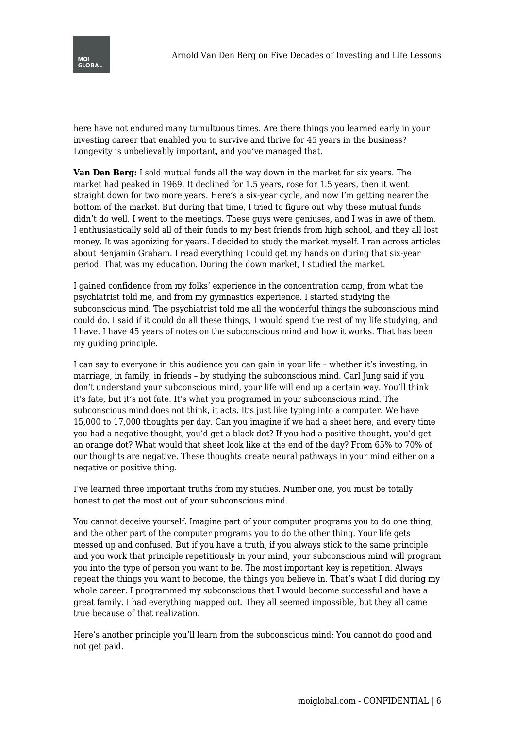here have not endured many tumultuous times. Are there things you learned early in your investing career that enabled you to survive and thrive for 45 years in the business? Longevity is unbelievably important, and you've managed that.

**Van Den Berg:** I sold mutual funds all the way down in the market for six years. The market had peaked in 1969. It declined for 1.5 years, rose for 1.5 years, then it went straight down for two more years. Here's a six-year cycle, and now I'm getting nearer the bottom of the market. But during that time, I tried to figure out why these mutual funds didn't do well. I went to the meetings. These guys were geniuses, and I was in awe of them. I enthusiastically sold all of their funds to my best friends from high school, and they all lost money. It was agonizing for years. I decided to study the market myself. I ran across articles about Benjamin Graham. I read everything I could get my hands on during that six-year period. That was my education. During the down market, I studied the market.

I gained confidence from my folks' experience in the concentration camp, from what the psychiatrist told me, and from my gymnastics experience. I started studying the subconscious mind. The psychiatrist told me all the wonderful things the subconscious mind could do. I said if it could do all these things, I would spend the rest of my life studying, and I have. I have 45 years of notes on the subconscious mind and how it works. That has been my guiding principle.

I can say to everyone in this audience you can gain in your life – whether it's investing, in marriage, in family, in friends – by studying the subconscious mind. Carl Jung said if you don't understand your subconscious mind, your life will end up a certain way. You'll think it's fate, but it's not fate. It's what you programed in your subconscious mind. The subconscious mind does not think, it acts. It's just like typing into a computer. We have 15,000 to 17,000 thoughts per day. Can you imagine if we had a sheet here, and every time you had a negative thought, you'd get a black dot? If you had a positive thought, you'd get an orange dot? What would that sheet look like at the end of the day? From 65% to 70% of our thoughts are negative. These thoughts create neural pathways in your mind either on a negative or positive thing.

I've learned three important truths from my studies. Number one, you must be totally honest to get the most out of your subconscious mind.

You cannot deceive yourself. Imagine part of your computer programs you to do one thing, and the other part of the computer programs you to do the other thing. Your life gets messed up and confused. But if you have a truth, if you always stick to the same principle and you work that principle repetitiously in your mind, your subconscious mind will program you into the type of person you want to be. The most important key is repetition. Always repeat the things you want to become, the things you believe in. That's what I did during my whole career. I programmed my subconscious that I would become successful and have a great family. I had everything mapped out. They all seemed impossible, but they all came true because of that realization.

Here's another principle you'll learn from the subconscious mind: You cannot do good and not get paid.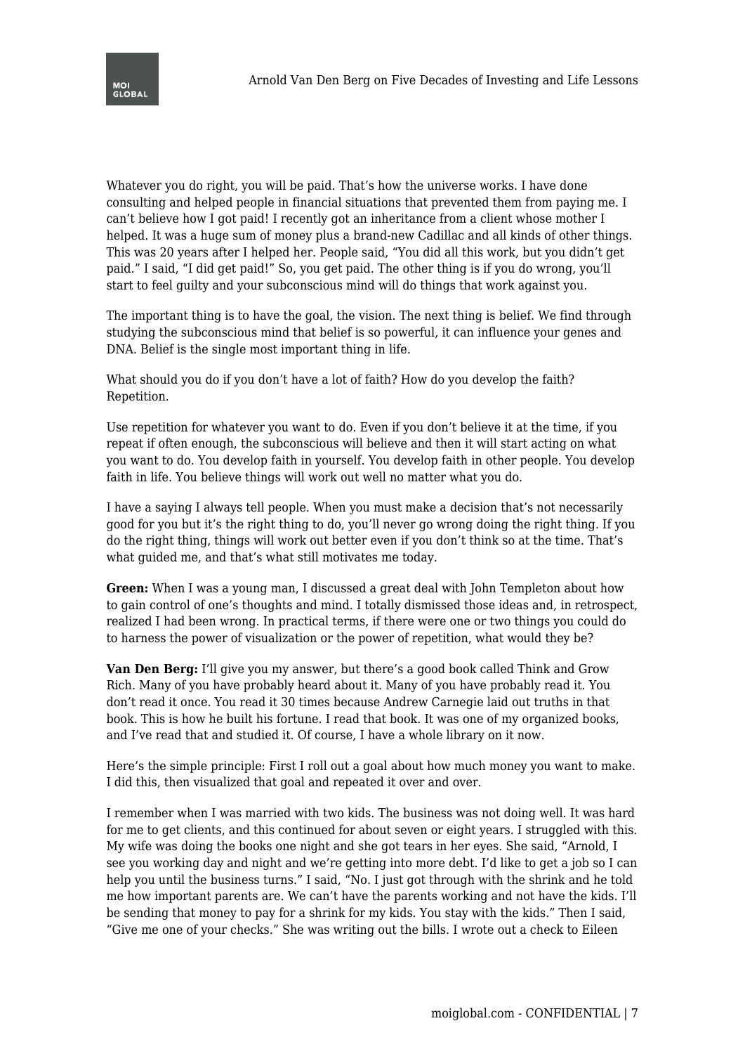Whatever you do right, you will be paid. That's how the universe works. I have done consulting and helped people in financial situations that prevented them from paying me. I can't believe how I got paid! I recently got an inheritance from a client whose mother I helped. It was a huge sum of money plus a brand-new Cadillac and all kinds of other things. This was 20 years after I helped her. People said, "You did all this work, but you didn't get paid." I said, "I did get paid!" So, you get paid. The other thing is if you do wrong, you'll start to feel guilty and your subconscious mind will do things that work against you.

The important thing is to have the goal, the vision. The next thing is belief. We find through studying the subconscious mind that belief is so powerful, it can influence your genes and DNA. Belief is the single most important thing in life.

What should you do if you don't have a lot of faith? How do you develop the faith? Repetition.

Use repetition for whatever you want to do. Even if you don't believe it at the time, if you repeat if often enough, the subconscious will believe and then it will start acting on what you want to do. You develop faith in yourself. You develop faith in other people. You develop faith in life. You believe things will work out well no matter what you do.

I have a saying I always tell people. When you must make a decision that's not necessarily good for you but it's the right thing to do, you'll never go wrong doing the right thing. If you do the right thing, things will work out better even if you don't think so at the time. That's what guided me, and that's what still motivates me today.

**Green:** When I was a young man, I discussed a great deal with John Templeton about how to gain control of one's thoughts and mind. I totally dismissed those ideas and, in retrospect, realized I had been wrong. In practical terms, if there were one or two things you could do to harness the power of visualization or the power of repetition, what would they be?

**Van Den Berg:** I'll give you my answer, but there's a good book called Think and Grow Rich. Many of you have probably heard about it. Many of you have probably read it. You don't read it once. You read it 30 times because Andrew Carnegie laid out truths in that book. This is how he built his fortune. I read that book. It was one of my organized books, and I've read that and studied it. Of course, I have a whole library on it now.

Here's the simple principle: First I roll out a goal about how much money you want to make. I did this, then visualized that goal and repeated it over and over.

I remember when I was married with two kids. The business was not doing well. It was hard for me to get clients, and this continued for about seven or eight years. I struggled with this. My wife was doing the books one night and she got tears in her eyes. She said, "Arnold, I see you working day and night and we're getting into more debt. I'd like to get a job so I can help you until the business turns." I said, "No. I just got through with the shrink and he told me how important parents are. We can't have the parents working and not have the kids. I'll be sending that money to pay for a shrink for my kids. You stay with the kids." Then I said, "Give me one of your checks." She was writing out the bills. I wrote out a check to Eileen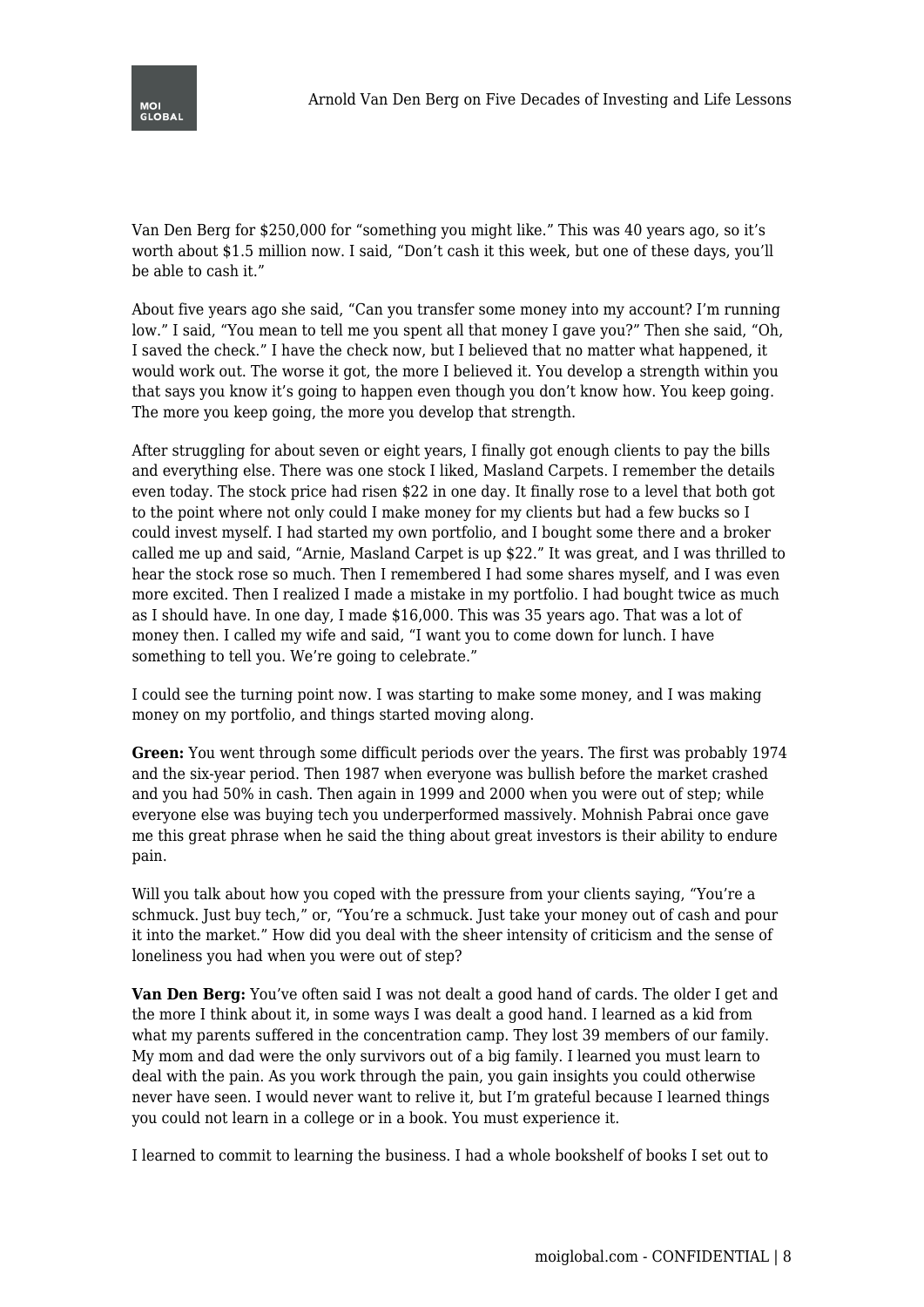Van Den Berg for $250,000 for “something you might like.” This was 40 years ago, so it’s worth about $1.5 million now. I said, “Don’t cash it this week, but one of these days, you’ll be able to cash it.”

About five years ago she said, “Can you transfer some money into my account? I’m running low.” I said, “You mean to tell me you spent all that money I gave you?” Then she said, “Oh, I saved the check.” I have the check now, but I believed that no matter what happened, it would work out. The worse it got, the more I believed it. You develop a strength within you that says you know it’s going to happen even though you don’t know how. You keep going. The more you keep going, the more you develop that strength.

After struggling for about seven or eight years, I finally got enough clients to pay the bills and everything else. There was one stock I liked, Masland Carpets. I remember the details even today. The stock price had risen $22 in one day. It finally rose to a level that both got to the point where not only could I make money for my clients but had a few bucks so I could invest myself. I had started my own portfolio, and I bought some there and a broker called me up and said, “Arnie, Masland Carpet is up $22.” It was great, and I was thrilled to hear the stock rose so much. Then I remembered I had some shares myself, and I was even more excited. Then I realized I made a mistake in my portfolio. I had bought twice as much as I should have. In one day, I made $16,000. This was 35 years ago. That was a lot of money then. I called my wife and said, “I want you to come down for lunch. I have something to tell you. We’re going to celebrate.”

I could see the turning point now. I was starting to make some money, and I was making money on my portfolio, and things started moving along.

**Green:** You went through some difficult periods over the years. The first was probably 1974 and the six-year period. Then 1987 when everyone was bullish before the market crashed and you had 50% in cash. Then again in 1999 and 2000 when you were out of step; while everyone else was buying tech you underperformed massively. Mohnish Pabrai once gave me this great phrase when he said the thing about great investors is their ability to endure pain.

Will you talk about how you coped with the pressure from your clients saying, “You’re a schmuck. Just buy tech,” or, “You’re a schmuck. Just take your money out of cash and pour it into the market.” How did you deal with the sheer intensity of criticism and the sense of loneliness you had when you were out of step?

**Van Den Berg:** You’ve often said I was not dealt a good hand of cards. The older I get and the more I think about it, in some ways I was dealt a good hand. I learned as a kid from what my parents suffered in the concentration camp. They lost 39 members of our family. My mom and dad were the only survivors out of a big family. I learned you must learn to deal with the pain. As you work through the pain, you gain insights you could otherwise never have seen. I would never want to relive it, but I’m grateful because I learned things you could not learn in a college or in a book. You must experience it.

I learned to commit to learning the business. I had a whole bookshelf of books I set out to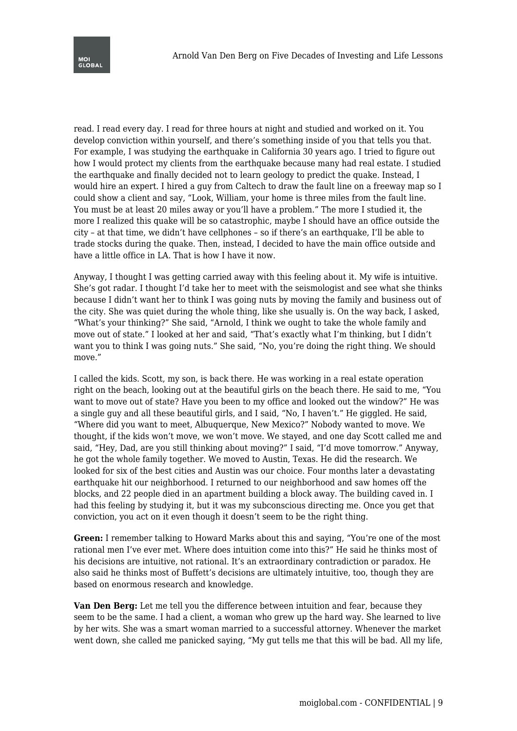read. I read every day. I read for three hours at night and studied and worked on it. You develop conviction within yourself, and there's something inside of you that tells you that. For example, I was studying the earthquake in California 30 years ago. I tried to figure out how I would protect my clients from the earthquake because many had real estate. I studied the earthquake and finally decided not to learn geology to predict the quake. Instead, I would hire an expert. I hired a guy from Caltech to draw the fault line on a freeway map so I could show a client and say, "Look, William, your home is three miles from the fault line. You must be at least 20 miles away or you'll have a problem." The more I studied it, the more I realized this quake will be so catastrophic, maybe I should have an office outside the city – at that time, we didn't have cellphones – so if there's an earthquake, I'll be able to trade stocks during the quake. Then, instead, I decided to have the main office outside and have a little office in LA. That is how I have it now.

Anyway, I thought I was getting carried away with this feeling about it. My wife is intuitive. She's got radar. I thought I'd take her to meet with the seismologist and see what she thinks because I didn't want her to think I was going nuts by moving the family and business out of the city. She was quiet during the whole thing, like she usually is. On the way back, I asked, "What's your thinking?" She said, "Arnold, I think we ought to take the whole family and move out of state." I looked at her and said, "That's exactly what I'm thinking, but I didn't want you to think I was going nuts." She said, "No, you're doing the right thing. We should move."

I called the kids. Scott, my son, is back there. He was working in a real estate operation right on the beach, looking out at the beautiful girls on the beach there. He said to me, "You want to move out of state? Have you been to my office and looked out the window?" He was a single guy and all these beautiful girls, and I said, "No, I haven't." He giggled. He said, "Where did you want to meet, Albuquerque, New Mexico?" Nobody wanted to move. We thought, if the kids won't move, we won't move. We stayed, and one day Scott called me and said, "Hey, Dad, are you still thinking about moving?" I said, "I'd move tomorrow." Anyway, he got the whole family together. We moved to Austin, Texas. He did the research. We looked for six of the best cities and Austin was our choice. Four months later a devastating earthquake hit our neighborhood. I returned to our neighborhood and saw homes off the blocks, and 22 people died in an apartment building a block away. The building caved in. I had this feeling by studying it, but it was my subconscious directing me. Once you get that conviction, you act on it even though it doesn't seem to be the right thing.

**Green:** I remember talking to Howard Marks about this and saying, "You're one of the most rational men I've ever met. Where does intuition come into this?" He said he thinks most of his decisions are intuitive, not rational. It's an extraordinary contradiction or paradox. He also said he thinks most of Buffett's decisions are ultimately intuitive, too, though they are based on enormous research and knowledge.

**Van Den Berg:** Let me tell you the difference between intuition and fear, because they seem to be the same. I had a client, a woman who grew up the hard way. She learned to live by her wits. She was a smart woman married to a successful attorney. Whenever the market went down, she called me panicked saying, "My gut tells me that this will be bad. All my life,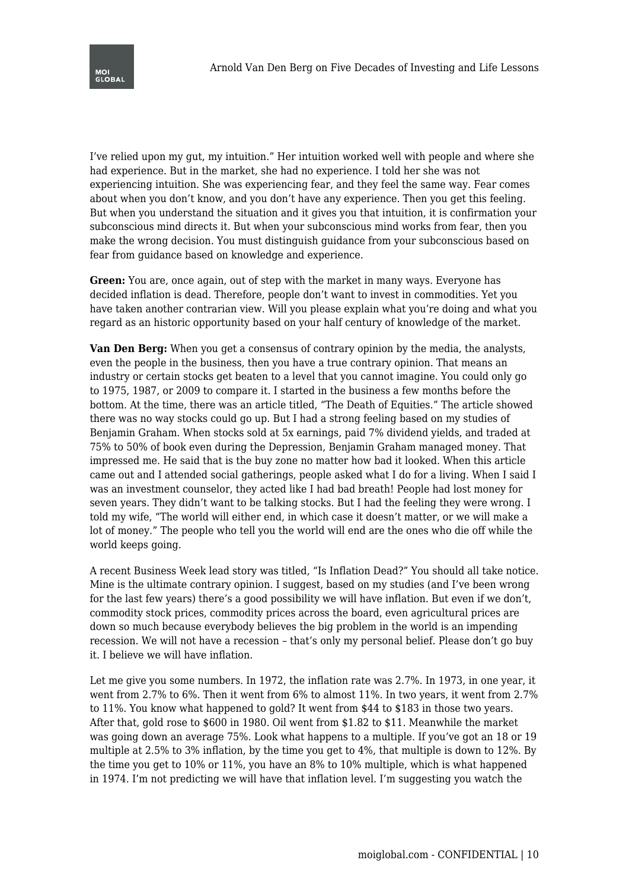I've relied upon my gut, my intuition." Her intuition worked well with people and where she had experience. But in the market, she had no experience. I told her she was not experiencing intuition. She was experiencing fear, and they feel the same way. Fear comes about when you don't know, and you don't have any experience. Then you get this feeling. But when you understand the situation and it gives you that intuition, it is confirmation your subconscious mind directs it. But when your subconscious mind works from fear, then you make the wrong decision. You must distinguish guidance from your subconscious based on fear from guidance based on knowledge and experience.

**Green:** You are, once again, out of step with the market in many ways. Everyone has decided inflation is dead. Therefore, people don't want to invest in commodities. Yet you have taken another contrarian view. Will you please explain what you're doing and what you regard as an historic opportunity based on your half century of knowledge of the market.

**Van Den Berg:** When you get a consensus of contrary opinion by the media, the analysts, even the people in the business, then you have a true contrary opinion. That means an industry or certain stocks get beaten to a level that you cannot imagine. You could only go to 1975, 1987, or 2009 to compare it. I started in the business a few months before the bottom. At the time, there was an article titled, "The Death of Equities." The article showed there was no way stocks could go up. But I had a strong feeling based on my studies of Benjamin Graham. When stocks sold at 5x earnings, paid 7% dividend yields, and traded at 75% to 50% of book even during the Depression, Benjamin Graham managed money. That impressed me. He said that is the buy zone no matter how bad it looked. When this article came out and I attended social gatherings, people asked what I do for a living. When I said I was an investment counselor, they acted like I had bad breath! People had lost money for seven years. They didn't want to be talking stocks. But I had the feeling they were wrong. I told my wife, "The world will either end, in which case it doesn't matter, or we will make a lot of money." The people who tell you the world will end are the ones who die off while the world keeps going.

A recent Business Week lead story was titled, "Is Inflation Dead?" You should all take notice. Mine is the ultimate contrary opinion. I suggest, based on my studies (and I've been wrong for the last few years) there's a good possibility we will have inflation. But even if we don't, commodity stock prices, commodity prices across the board, even agricultural prices are down so much because everybody believes the big problem in the world is an impending recession. We will not have a recession – that's only my personal belief. Please don't go buy it. I believe we will have inflation.

Let me give you some numbers. In 1972, the inflation rate was 2.7%. In 1973, in one year, it went from 2.7% to 6%. Then it went from 6% to almost 11%. In two years, it went from 2.7% to 11%. You know what happened to gold? It went from $44 to $183 in those two years. After that, gold rose to $600 in 1980. Oil went from $1.82 to $11. Meanwhile the market was going down an average 75%. Look what happens to a multiple. If you've got an 18 or 19 multiple at 2.5% to 3% inflation, by the time you get to 4%, that multiple is down to 12%. By the time you get to 10% or 11%, you have an 8% to 10% multiple, which is what happened in 1974. I'm not predicting we will have that inflation level. I'm suggesting you watch the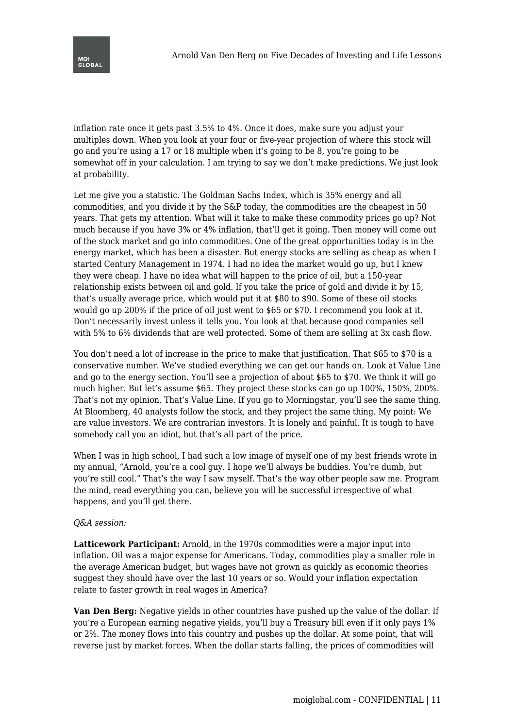inflation rate once it gets past 3.5% to 4%. Once it does, make sure you adjust your multiples down. When you look at your four or five-year projection of where this stock will go and you're using a 17 or 18 multiple when it's going to be 8, you're going to be somewhat off in your calculation. I am trying to say we don't make predictions. We just look at probability.

Let me give you a statistic. The Goldman Sachs Index, which is 35% energy and all commodities, and you divide it by the S&P today, the commodities are the cheapest in 50 years. That gets my attention. What will it take to make these commodity prices go up? Not much because if you have 3% or 4% inflation, that'll get it going. Then money will come out of the stock market and go into commodities. One of the great opportunities today is in the energy market, which has been a disaster. But energy stocks are selling as cheap as when I started Century Management in 1974. I had no idea the market would go up, but I knew they were cheap. I have no idea what will happen to the price of oil, but a 150-year relationship exists between oil and gold. If you take the price of gold and divide it by 15, that's usually average price, which would put it at $80 to $90. Some of these oil stocks would go up 200% if the price of oil just went to $65 or $70. I recommend you look at it. Don't necessarily invest unless it tells you. You look at that because good companies sell with 5% to 6% dividends that are well protected. Some of them are selling at 3x cash flow.

You don't need a lot of increase in the price to make that justification. That $65 to $70 is a conservative number. We've studied everything we can get our hands on. Look at Value Line and go to the energy section. You'll see a projection of about $65 to $70. We think it will go much higher. But let's assume $65. They project these stocks can go up 100%, 150%, 200%. That's not my opinion. That's Value Line. If you go to Morningstar, you'll see the same thing. At Bloomberg, 40 analysts follow the stock, and they project the same thing. My point: We are value investors. We are contrarian investors. It is lonely and painful. It is tough to have somebody call you an idiot, but that's all part of the price.

When I was in high school, I had such a low image of myself one of my best friends wrote in my annual, "Arnold, you're a cool guy. I hope we'll always be buddies. You're dumb, but you're still cool." That's the way I saw myself. That's the way other people saw me. Program the mind, read everything you can, believe you will be successful irrespective of what happens, and you'll get there.

*Q&A session:*

**Latticework Participant:** Arnold, in the 1970s commodities were a major input into inflation. Oil was a major expense for Americans. Today, commodities play a smaller role in the average American budget, but wages have not grown as quickly as economic theories suggest they should have over the last 10 years or so. Would your inflation expectation relate to faster growth in real wages in America?

**Van Den Berg:** Negative yields in other countries have pushed up the value of the dollar. If you're a European earning negative yields, you'll buy a Treasury bill even if it only pays 1% or 2%. The money flows into this country and pushes up the dollar. At some point, that will reverse just by market forces. When the dollar starts falling, the prices of commodities will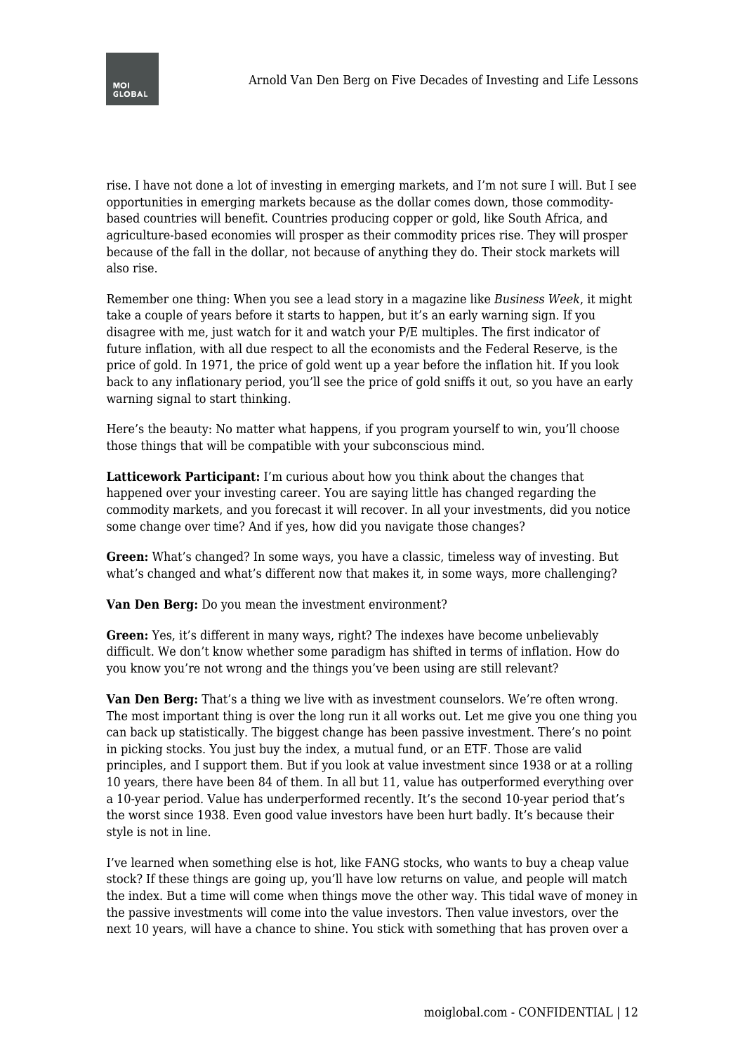rise. I have not done a lot of investing in emerging markets, and I'm not sure I will. But I see opportunities in emerging markets because as the dollar comes down, those commodity-based countries will benefit. Countries producing copper or gold, like South Africa, and agriculture-based economies will prosper as their commodity prices rise. They will prosper because of the fall in the dollar, not because of anything they do. Their stock markets will also rise.

Remember one thing: When you see a lead story in a magazine like *Business Week*, it might take a couple of years before it starts to happen, but it's an early warning sign. If you disagree with me, just watch for it and watch your P/E multiples. The first indicator of future inflation, with all due respect to all the economists and the Federal Reserve, is the price of gold. In 1971, the price of gold went up a year before the inflation hit. If you look back to any inflationary period, you'll see the price of gold sniffs it out, so you have an early warning signal to start thinking.

Here's the beauty: No matter what happens, if you program yourself to win, you'll choose those things that will be compatible with your subconscious mind.

**Latticework Participant:** I'm curious about how you think about the changes that happened over your investing career. You are saying little has changed regarding the commodity markets, and you forecast it will recover. In all your investments, did you notice some change over time? And if yes, how did you navigate those changes?

**Green:** What's changed? In some ways, you have a classic, timeless way of investing. But what's changed and what's different now that makes it, in some ways, more challenging?

**Van Den Berg:** Do you mean the investment environment?

**Green:** Yes, it's different in many ways, right? The indexes have become unbelievably difficult. We don't know whether some paradigm has shifted in terms of inflation. How do you know you're not wrong and the things you've been using are still relevant?

**Van Den Berg:** That's a thing we live with as investment counselors. We're often wrong. The most important thing is over the long run it all works out. Let me give you one thing you can back up statistically. The biggest change has been passive investment. There's no point in picking stocks. You just buy the index, a mutual fund, or an ETF. Those are valid principles, and I support them. But if you look at value investment since 1938 or at a rolling 10 years, there have been 84 of them. In all but 11, value has outperformed everything over a 10-year period. Value has underperformed recently. It's the second 10-year period that's the worst since 1938. Even good value investors have been hurt badly. It's because their style is not in line.

I've learned when something else is hot, like FANG stocks, who wants to buy a cheap value stock? If these things are going up, you'll have low returns on value, and people will match the index. But a time will come when things move the other way. This tidal wave of money in the passive investments will come into the value investors. Then value investors, over the next 10 years, will have a chance to shine. You stick with something that has proven over a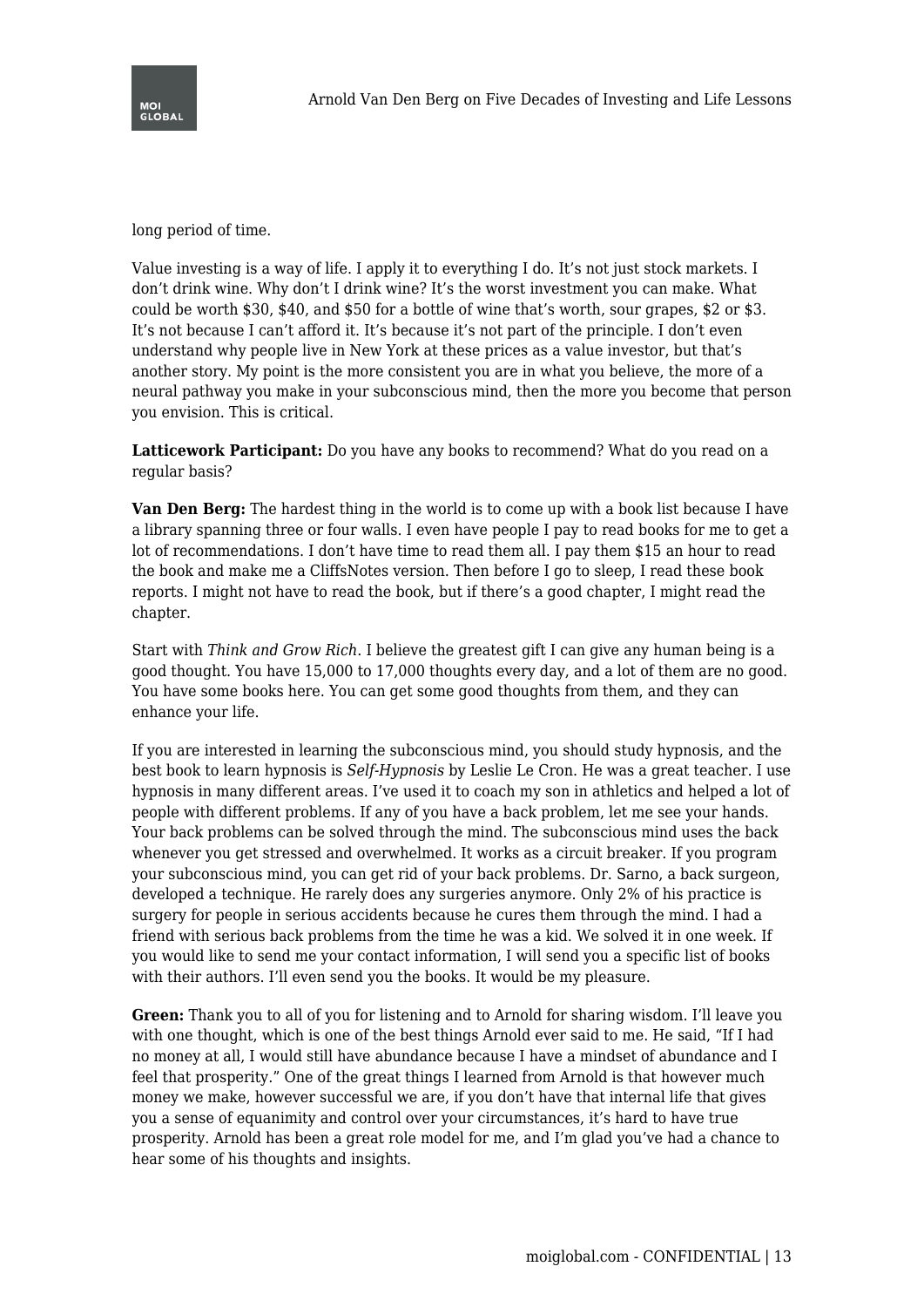long period of time.

Value investing is a way of life. I apply it to everything I do. It's not just stock markets. I don't drink wine. Why don't I drink wine? It's the worst investment you can make. What could be worth $30, $40, and $50 for a bottle of wine that's worth, sour grapes, $2 or $3. It's not because I can't afford it. It's because it's not part of the principle. I don't even understand why people live in New York at these prices as a value investor, but that's another story. My point is the more consistent you are in what you believe, the more of a neural pathway you make in your subconscious mind, then the more you become that person you envision. This is critical.

**Latticework Participant:** Do you have any books to recommend? What do you read on a regular basis?

**Van Den Berg:** The hardest thing in the world is to come up with a book list because I have a library spanning three or four walls. I even have people I pay to read books for me to get a lot of recommendations. I don't have time to read them all. I pay them $15 an hour to read the book and make me a CliffsNotes version. Then before I go to sleep, I read these book reports. I might not have to read the book, but if there's a good chapter, I might read the chapter.

Start with *Think and Grow Rich*. I believe the greatest gift I can give any human being is a good thought. You have 15,000 to 17,000 thoughts every day, and a lot of them are no good. You have some books here. You can get some good thoughts from them, and they can enhance your life.

If you are interested in learning the subconscious mind, you should study hypnosis, and the best book to learn hypnosis is *Self-Hypnosis* by Leslie Le Cron. He was a great teacher. I use hypnosis in many different areas. I've used it to coach my son in athletics and helped a lot of people with different problems. If any of you have a back problem, let me see your hands. Your back problems can be solved through the mind. The subconscious mind uses the back whenever you get stressed and overwhelmed. It works as a circuit breaker. If you program your subconscious mind, you can get rid of your back problems. Dr. Sarno, a back surgeon, developed a technique. He rarely does any surgeries anymore. Only 2% of his practice is surgery for people in serious accidents because he cures them through the mind. I had a friend with serious back problems from the time he was a kid. We solved it in one week. If you would like to send me your contact information, I will send you a specific list of books with their authors. I'll even send you the books. It would be my pleasure.

**Green:** Thank you to all of you for listening and to Arnold for sharing wisdom. I'll leave you with one thought, which is one of the best things Arnold ever said to me. He said, "If I had no money at all, I would still have abundance because I have a mindset of abundance and I feel that prosperity." One of the great things I learned from Arnold is that however much money we make, however successful we are, if you don't have that internal life that gives you a sense of equanimity and control over your circumstances, it's hard to have true prosperity. Arnold has been a great role model for me, and I'm glad you've had a chance to hear some of his thoughts and insights.